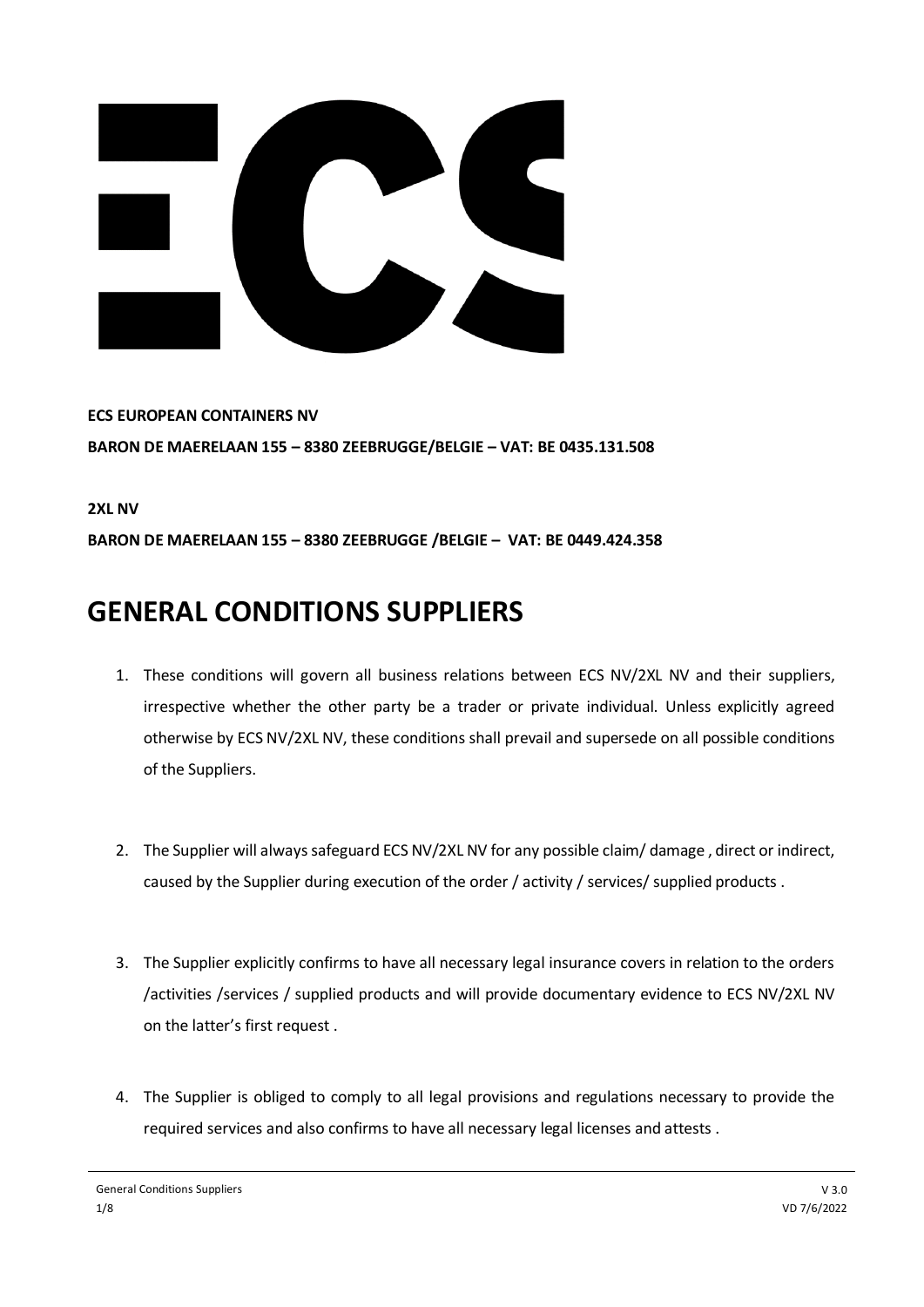**ECS EUROPEAN CONTAINERS NV**

**BARON DE MAERELAAN 155 – 8380 ZEEBRUGGE/BELGIE – VAT: BE 0435.131.508**

**2XL NV**

**BARON DE MAERELAAN 155 – 8380 ZEEBRUGGE /BELGIE – VAT: BE 0449.424.358**

# GENERAL CONDITIONS SUPPLIERS

1. These conditions will govern all business relations between ECS NV/2XL NV and their suppliers, irrespective whether the other party be a trader or private individual. Unless explicitly agreed otherwise by ECS NV/2XL NV, these conditions shall prevail and supersede on all possible conditions of the Suppliers.

2. The Supplier will always safeguard ECS NV/2XL NV for any possible claim/ damage , direct or indirect, caused by the Supplier during execution of the order / activity / services/ supplied products .

3. The Supplier explicitly confirms to have all necessary legal insurance covers in relation to the orders /activities /services / supplied products and will provide documentary evidence to ECS NV/2XL NV on the latter's first request .

4. The Supplier is obliged to comply to all legal provisions and regulations necessary to provide the required services and also confirms to have all necessary legal licenses and attests .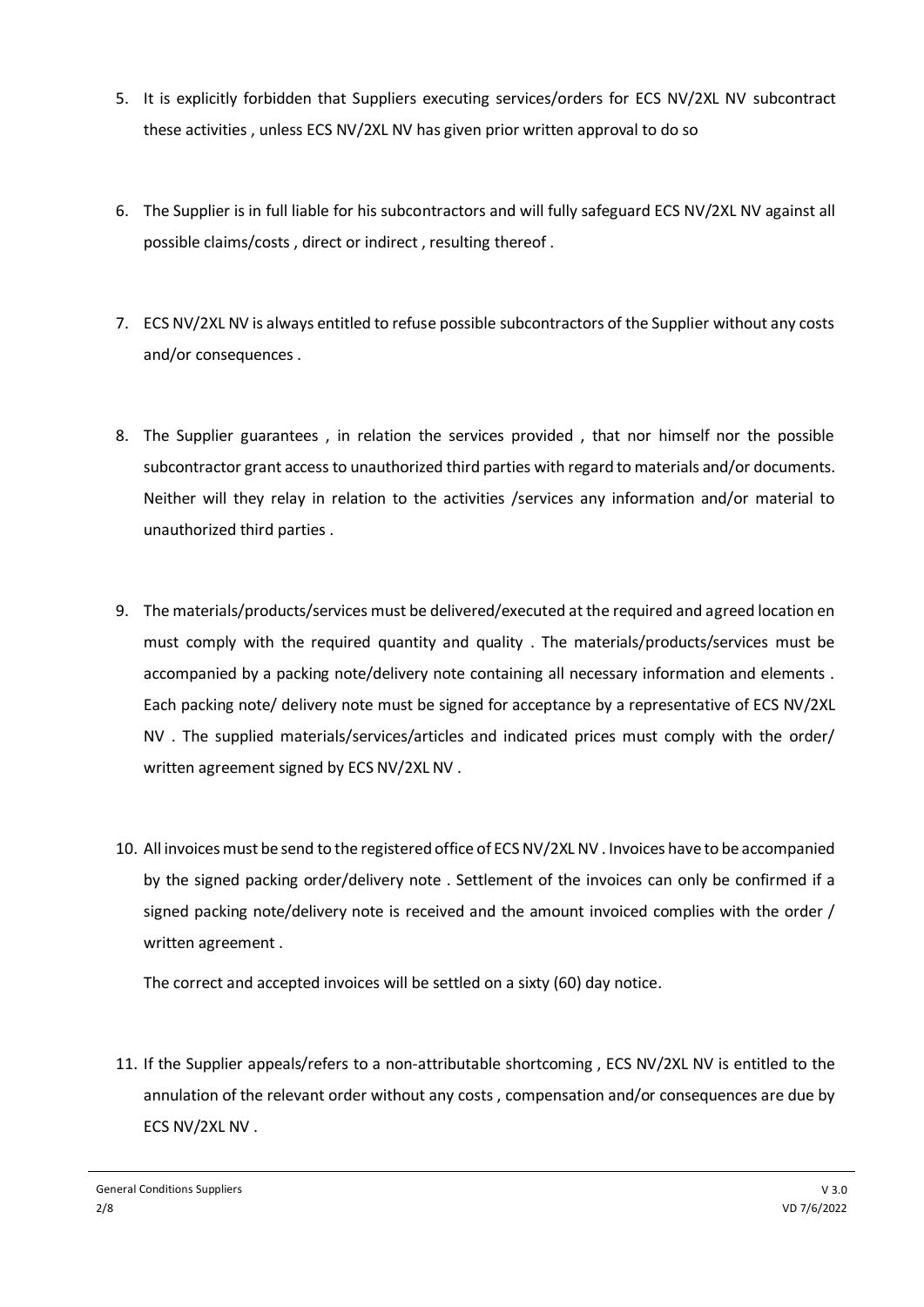5. It is explicitly forbidden that Suppliers executing services/orders for ECS NV/2XL NV subcontract these activities , unless ECS NV/2XL NV has given prior written approval to do so

6. The Supplier is in full liable for his subcontractors and will fully safeguard ECS NV/2XL NV against all possible claims/costs , direct or indirect , resulting thereof .

7. ECS NV/2XL NV is always entitled to refuse possible subcontractors of the Supplier without any costs and/or consequences .

8. The Supplier guarantees , in relation the services provided , that nor himself nor the possible subcontractor grant access to unauthorized third parties with regard to materials and/or documents. Neither will they relay in relation to the activities /services any information and/or material to unauthorized third parties .

9. The materials/products/services must be delivered/executed at the required and agreed location en must comply with the required quantity and quality . The materials/products/services must be accompanied by a packing note/delivery note containing all necessary information and elements . Each packing note/ delivery note must be signed for acceptance by a representative of ECS NV/2XL NV . The supplied materials/services/articles and indicated prices must comply with the order/ written agreement signed by ECS NV/2XL NV .

10. All invoices must be send to the registered office of ECS NV/2XL NV . Invoices have to be accompanied by the signed packing order/delivery note . Settlement of the invoices can only be confirmed if a signed packing note/delivery note is received and the amount invoiced complies with the order / written agreement .

    The correct and accepted invoices will be settled on a sixty (60) day notice.

11. If the Supplier appeals/refers to a non-attributable shortcoming , ECS NV/2XL NV is entitled to the annulation of the relevant order without any costs , compensation and/or consequences are due by ECS NV/2XL NV .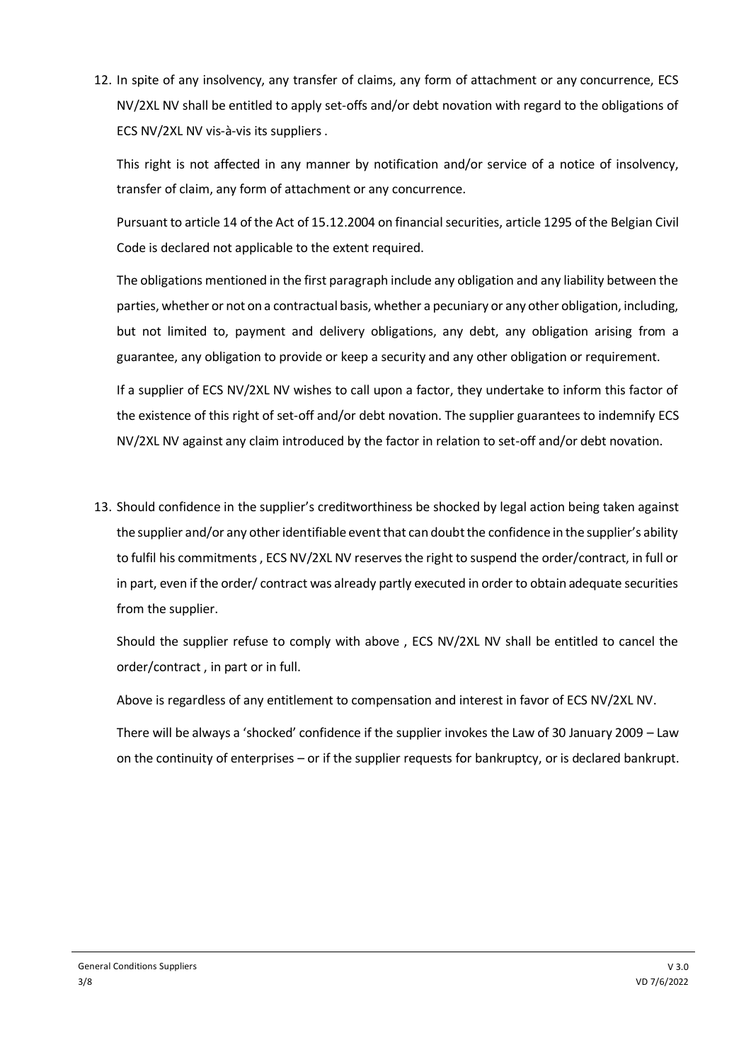12. In spite of any insolvency, any transfer of claims, any form of attachment or any concurrence, ECS NV/2XL NV shall be entitled to apply set-offs and/or debt novation with regard to the obligations of ECS NV/2XL NV vis-à-vis its suppliers .

    This right is not affected in any manner by notification and/or service of a notice of insolvency, transfer of claim, any form of attachment or any concurrence.

    Pursuant to article 14 of the Act of 15.12.2004 on financial securities, article 1295 of the Belgian Civil Code is declared not applicable to the extent required.

    The obligations mentioned in the first paragraph include any obligation and any liability between the parties, whether or not on a contractual basis, whether a pecuniary or any other obligation, including, but not limited to, payment and delivery obligations, any debt, any obligation arising from a guarantee, any obligation to provide or keep a security and any other obligation or requirement.

    If a supplier of ECS NV/2XL NV wishes to call upon a factor, they undertake to inform this factor of the existence of this right of set-off and/or debt novation. The supplier guarantees to indemnify ECS NV/2XL NV against any claim introduced by the factor in relation to set-off and/or debt novation.

13. Should confidence in the supplier's creditworthiness be shocked by legal action being taken against the supplier and/or any other identifiable event that can doubt the confidence in the supplier's ability to fulfil his commitments , ECS NV/2XL NV reserves the right to suspend the order/contract, in full or in part, even if the order/ contract was already partly executed in order to obtain adequate securities from the supplier.

    Should the supplier refuse to comply with above , ECS NV/2XL NV shall be entitled to cancel the order/contract , in part or in full.

    Above is regardless of any entitlement to compensation and interest in favor of ECS NV/2XL NV.

    There will be always a 'shocked' confidence if the supplier invokes the Law of 30 January 2009 – Law on the continuity of enterprises – or if the supplier requests for bankruptcy, or is declared bankrupt.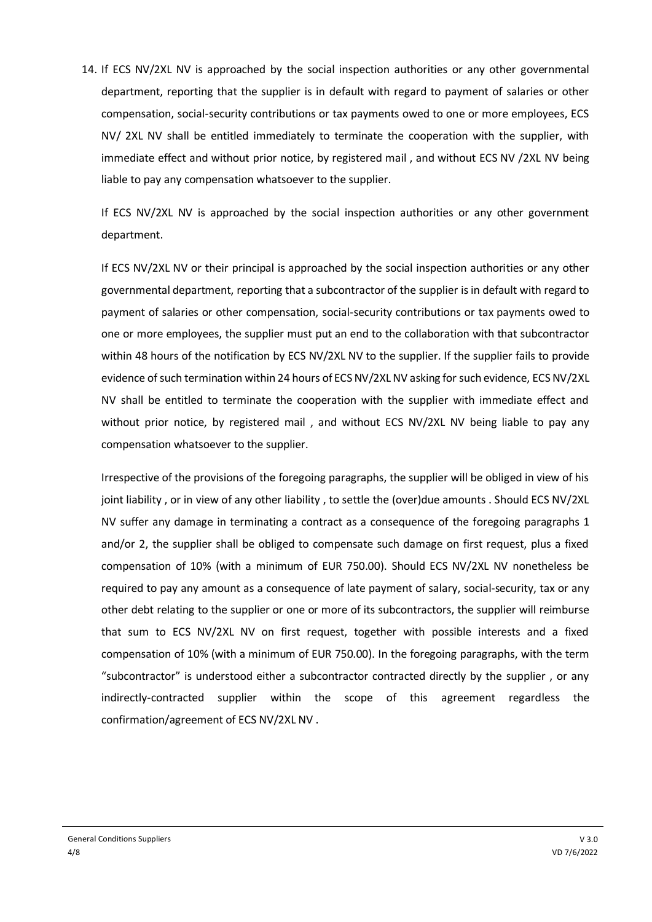14. If ECS NV/2XL NV is approached by the social inspection authorities or any other governmental department, reporting that the supplier is in default with regard to payment of salaries or other compensation, social-security contributions or tax payments owed to one or more employees, ECS NV/ 2XL NV shall be entitled immediately to terminate the cooperation with the supplier, with immediate effect and without prior notice, by registered mail , and without ECS NV /2XL NV being liable to pay any compensation whatsoever to the supplier.

    If ECS NV/2XL NV is approached by the social inspection authorities or any other government department.

    If ECS NV/2XL NV or their principal is approached by the social inspection authorities or any other governmental department, reporting that a subcontractor of the supplier is in default with regard to payment of salaries or other compensation, social-security contributions or tax payments owed to one or more employees, the supplier must put an end to the collaboration with that subcontractor within 48 hours of the notification by ECS NV/2XL NV to the supplier. If the supplier fails to provide evidence of such termination within 24 hours of ECS NV/2XL NV asking for such evidence, ECS NV/2XL NV shall be entitled to terminate the cooperation with the supplier with immediate effect and without prior notice, by registered mail , and without ECS NV/2XL NV being liable to pay any compensation whatsoever to the supplier.

    Irrespective of the provisions of the foregoing paragraphs, the supplier will be obliged in view of his joint liability , or in view of any other liability , to settle the (over)due amounts . Should ECS NV/2XL NV suffer any damage in terminating a contract as a consequence of the foregoing paragraphs 1 and/or 2, the supplier shall be obliged to compensate such damage on first request, plus a fixed compensation of 10% (with a minimum of EUR 750.00). Should ECS NV/2XL NV nonetheless be required to pay any amount as a consequence of late payment of salary, social-security, tax or any other debt relating to the supplier or one or more of its subcontractors, the supplier will reimburse that sum to ECS NV/2XL NV on first request, together with possible interests and a fixed compensation of 10% (with a minimum of EUR 750.00). In the foregoing paragraphs, with the term "subcontractor" is understood either a subcontractor contracted directly by the supplier , or any indirectly-contracted supplier within the scope of this agreement regardless the confirmation/agreement of ECS NV/2XL NV .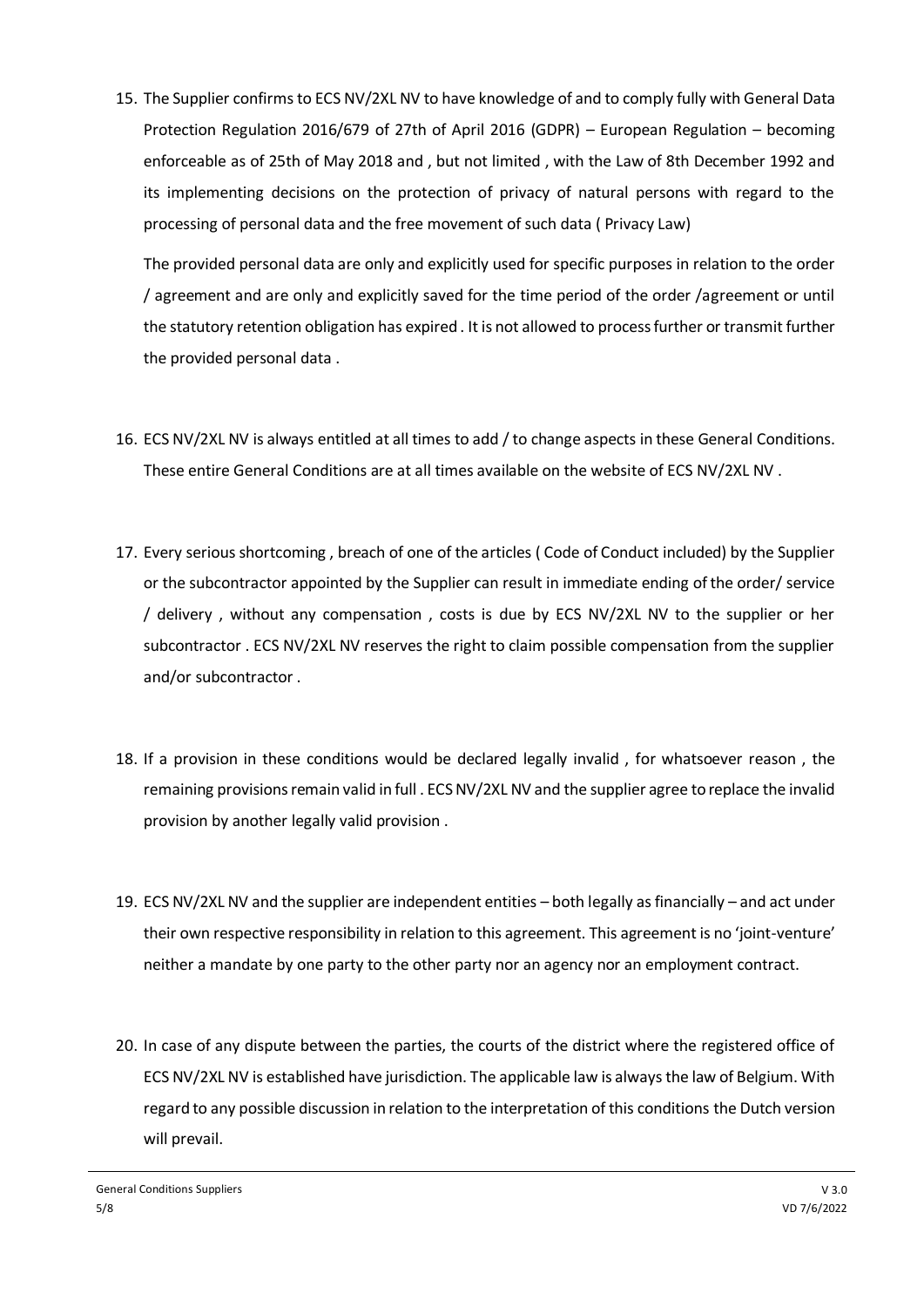15. The Supplier confirms to ECS NV/2XL NV to have knowledge of and to comply fully with General Data Protection Regulation 2016/679 of 27th of April 2016 (GDPR) – European Regulation – becoming enforceable as of 25th of May 2018 and , but not limited , with the Law of 8th December 1992 and its implementing decisions on the protection of privacy of natural persons with regard to the processing of personal data and the free movement of such data ( Privacy Law)

    The provided personal data are only and explicitly used for specific purposes in relation to the order / agreement and are only and explicitly saved for the time period of the order /agreement or until the statutory retention obligation has expired . It is not allowed to process further or transmit further the provided personal data .

16. ECS NV/2XL NV is always entitled at all times to add / to change aspects in these General Conditions. These entire General Conditions are at all times available on the website of ECS NV/2XL NV .

17. Every serious shortcoming , breach of one of the articles ( Code of Conduct included) by the Supplier or the subcontractor appointed by the Supplier can result in immediate ending of the order/ service / delivery , without any compensation , costs is due by ECS NV/2XL NV to the supplier or her subcontractor . ECS NV/2XL NV reserves the right to claim possible compensation from the supplier and/or subcontractor .

18. If a provision in these conditions would be declared legally invalid , for whatsoever reason , the remaining provisions remain valid in full . ECS NV/2XL NV and the supplier agree to replace the invalid provision by another legally valid provision .

19. ECS NV/2XL NV and the supplier are independent entities – both legally as financially – and act under their own respective responsibility in relation to this agreement. This agreement is no 'joint-venture' neither a mandate by one party to the other party nor an agency nor an employment contract.

20. In case of any dispute between the parties, the courts of the district where the registered office of ECS NV/2XL NV is established have jurisdiction. The applicable law is always the law of Belgium. With regard to any possible discussion in relation to the interpretation of this conditions the Dutch version will prevail.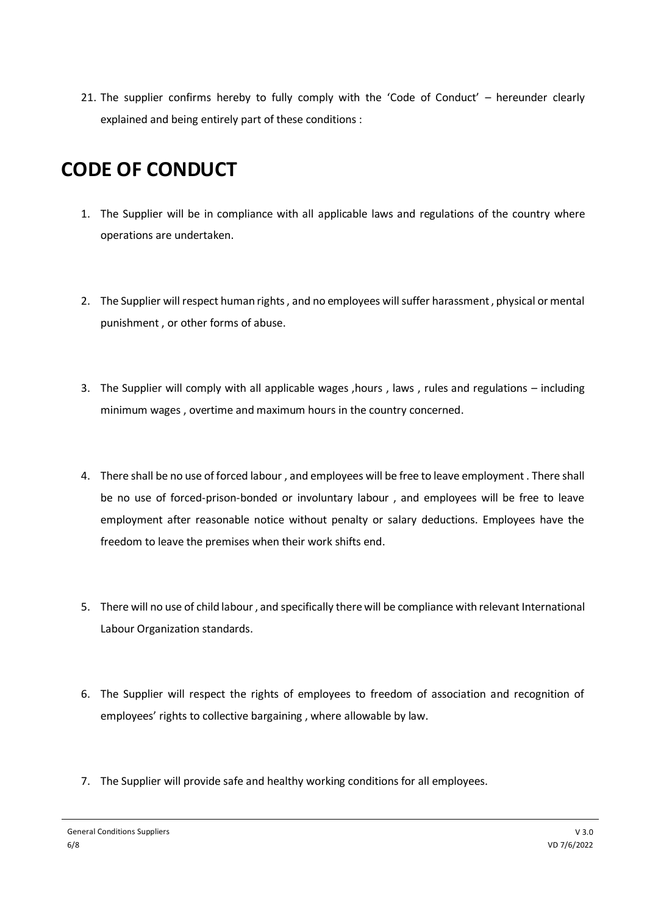21. The supplier confirms hereby to fully comply with the 'Code of Conduct' – hereunder clearly explained and being entirely part of these conditions :

# CODE OF CONDUCT

1. The Supplier will be in compliance with all applicable laws and regulations of the country where operations are undertaken.

2. The Supplier will respect human rights , and no employees will suffer harassment , physical or mental punishment , or other forms of abuse.

3. The Supplier will comply with all applicable wages ,hours , laws , rules and regulations – including minimum wages , overtime and maximum hours in the country concerned.

4. There shall be no use of forced labour , and employees will be free to leave employment . There shall be no use of forced-prison-bonded or involuntary labour , and employees will be free to leave employment after reasonable notice without penalty or salary deductions. Employees have the freedom to leave the premises when their work shifts end.

5. There will no use of child labour , and specifically there will be compliance with relevant International Labour Organization standards.

6. The Supplier will respect the rights of employees to freedom of association and recognition of employees' rights to collective bargaining , where allowable by law.

7. The Supplier will provide safe and healthy working conditions for all employees.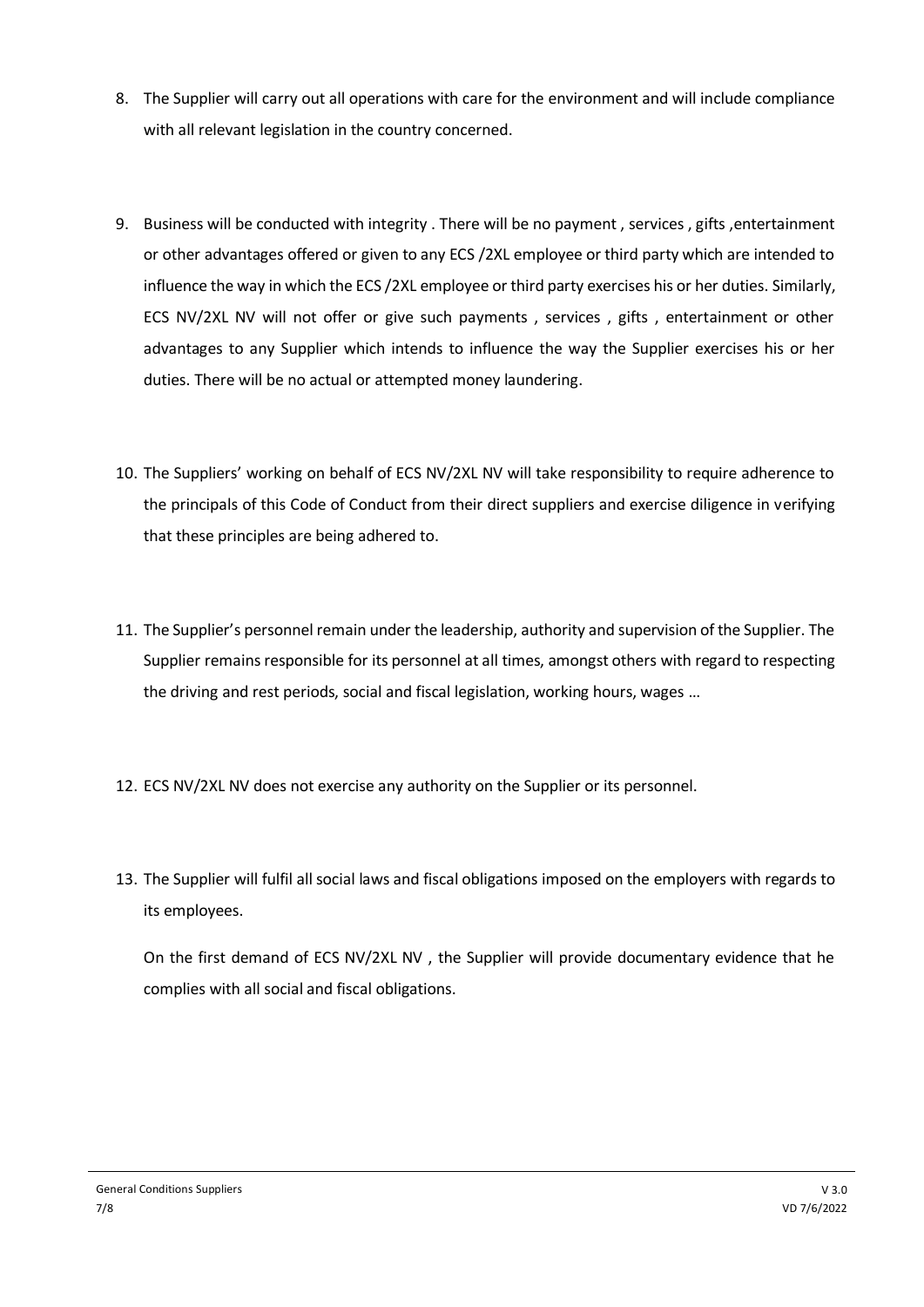8. The Supplier will carry out all operations with care for the environment and will include compliance with all relevant legislation in the country concerned.

9. Business will be conducted with integrity . There will be no payment , services , gifts ,entertainment or other advantages offered or given to any ECS /2XL employee or third party which are intended to influence the way in which the ECS /2XL employee or third party exercises his or her duties. Similarly, ECS NV/2XL NV will not offer or give such payments , services , gifts , entertainment or other advantages to any Supplier which intends to influence the way the Supplier exercises his or her duties. There will be no actual or attempted money laundering.

10. The Suppliers' working on behalf of ECS NV/2XL NV will take responsibility to require adherence to the principals of this Code of Conduct from their direct suppliers and exercise diligence in verifying that these principles are being adhered to.

11. The Supplier's personnel remain under the leadership, authority and supervision of the Supplier. The Supplier remains responsible for its personnel at all times, amongst others with regard to respecting the driving and rest periods, social and fiscal legislation, working hours, wages …

12. ECS NV/2XL NV does not exercise any authority on the Supplier or its personnel.

13. The Supplier will fulfil all social laws and fiscal obligations imposed on the employers with regards to its employees.

    On the first demand of ECS NV/2XL NV , the Supplier will provide documentary evidence that he complies with all social and fiscal obligations.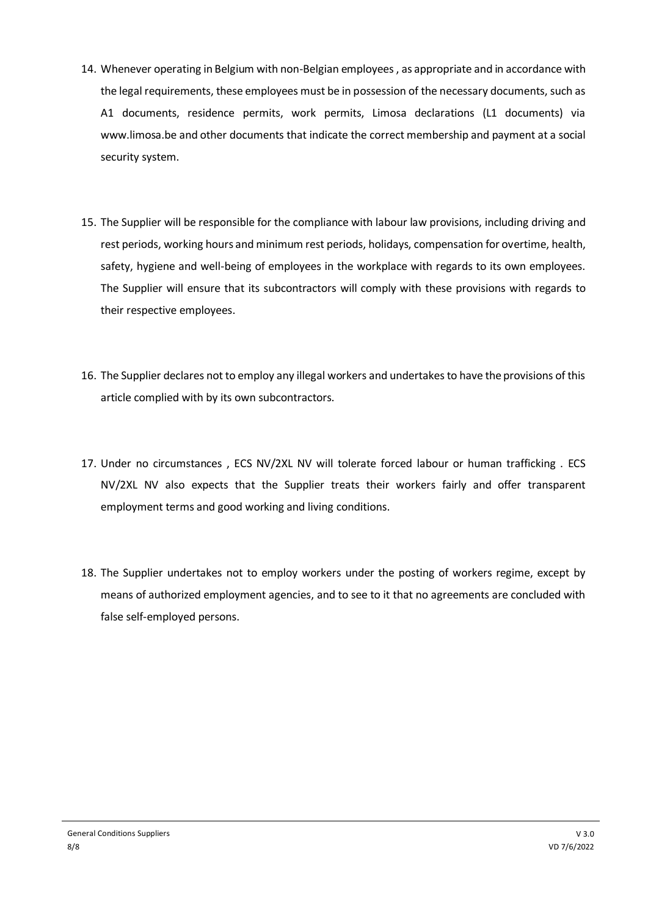14. Whenever operating in Belgium with non-Belgian employees , as appropriate and in accordance with the legal requirements, these employees must be in possession of the necessary documents, such as A1 documents, residence permits, work permits, Limosa declarations (L1 documents) via www.limosa.be and other documents that indicate the correct membership and payment at a social security system.

15. The Supplier will be responsible for the compliance with labour law provisions, including driving and rest periods, working hours and minimum rest periods, holidays, compensation for overtime, health, safety, hygiene and well-being of employees in the workplace with regards to its own employees. The Supplier will ensure that its subcontractors will comply with these provisions with regards to their respective employees.

16. The Supplier declares not to employ any illegal workers and undertakes to have the provisions of this article complied with by its own subcontractors.

17. Under no circumstances , ECS NV/2XL NV will tolerate forced labour or human trafficking . ECS NV/2XL NV also expects that the Supplier treats their workers fairly and offer transparent employment terms and good working and living conditions.

18. The Supplier undertakes not to employ workers under the posting of workers regime, except by means of authorized employment agencies, and to see to it that no agreements are concluded with false self-employed persons.